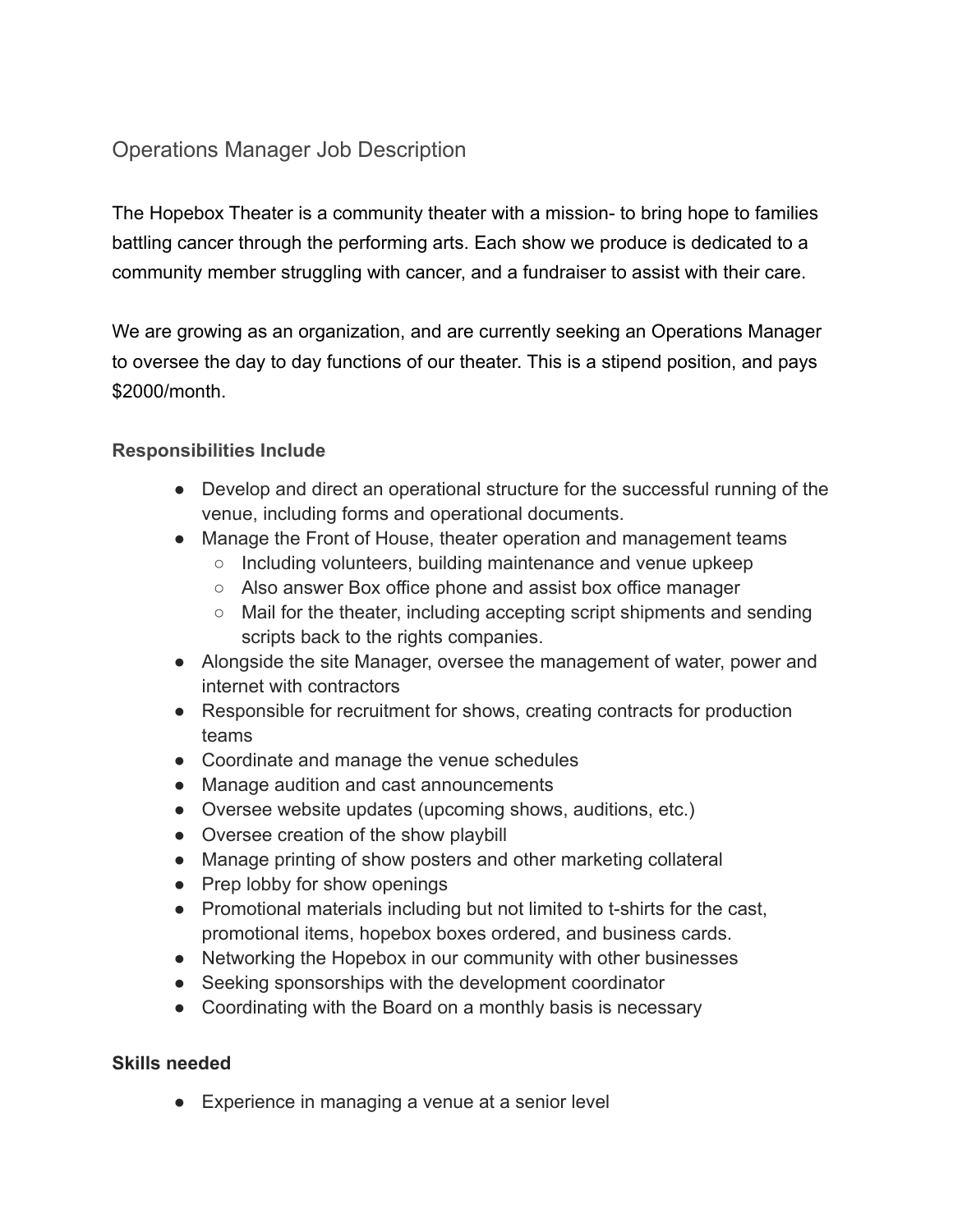# Operations Manager Job Description

The Hopebox Theater is a community theater with a mission- to bring hope to families battling cancer through the performing arts. Each show we produce is dedicated to a community member struggling with cancer, and a fundraiser to assist with their care.

We are growing as an organization, and are currently seeking an Operations Manager to oversee the day to day functions of our theater. This is a stipend position, and pays $2000/month.

### Responsibilities Include

- Develop and direct an operational structure for the successful running of the venue, including forms and operational documents.
- Manage the Front of House, theater operation and management teams
  - Including volunteers, building maintenance and venue upkeep
  - Also answer Box office phone and assist box office manager
  - Mail for the theater, including accepting script shipments and sending scripts back to the rights companies.
- Alongside the site Manager, oversee the management of water, power and internet with contractors
- Responsible for recruitment for shows, creating contracts for production teams
- Coordinate and manage the venue schedules
- Manage audition and cast announcements
- Oversee website updates (upcoming shows, auditions, etc.)
- Oversee creation of the show playbill
- Manage printing of show posters and other marketing collateral
- Prep lobby for show openings
- Promotional materials including but not limited to t-shirts for the cast, promotional items, hopebox boxes ordered, and business cards.
- Networking the Hopebox in our community with other businesses
- Seeking sponsorships with the development coordinator
- Coordinating with the Board on a monthly basis is necessary

### Skills needed

- Experience in managing a venue at a senior level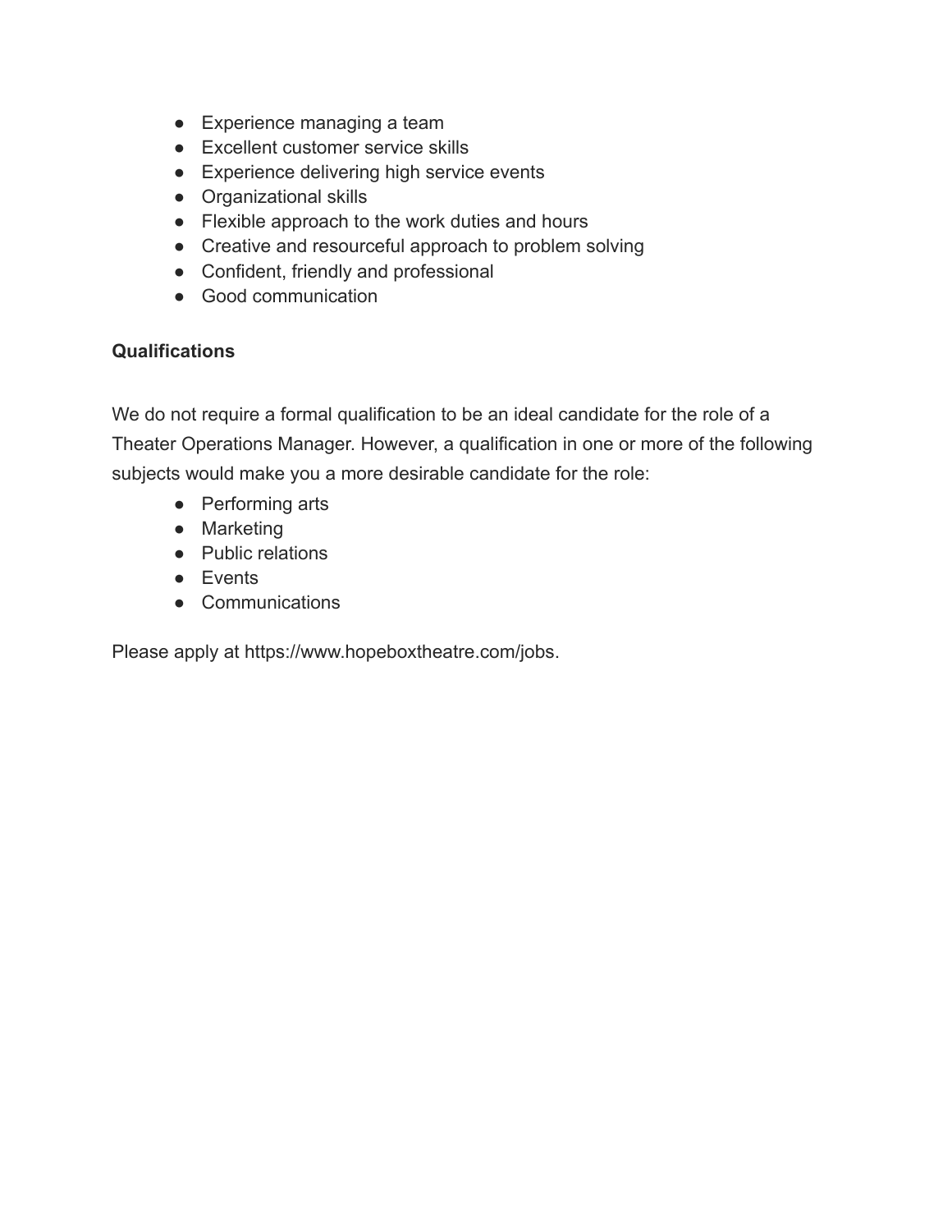- Experience managing a team
- Excellent customer service skills
- Experience delivering high service events
- Organizational skills
- Flexible approach to the work duties and hours
- Creative and resourceful approach to problem solving
- Confident, friendly and professional
- Good communication

**Qualifications**

We do not require a formal qualification to be an ideal candidate for the role of a Theater Operations Manager. However, a qualification in one or more of the following subjects would make you a more desirable candidate for the role:

- Performing arts
- Marketing
- Public relations
- Events
- Communications

Please apply at https://www.hopeboxtheatre.com/jobs.